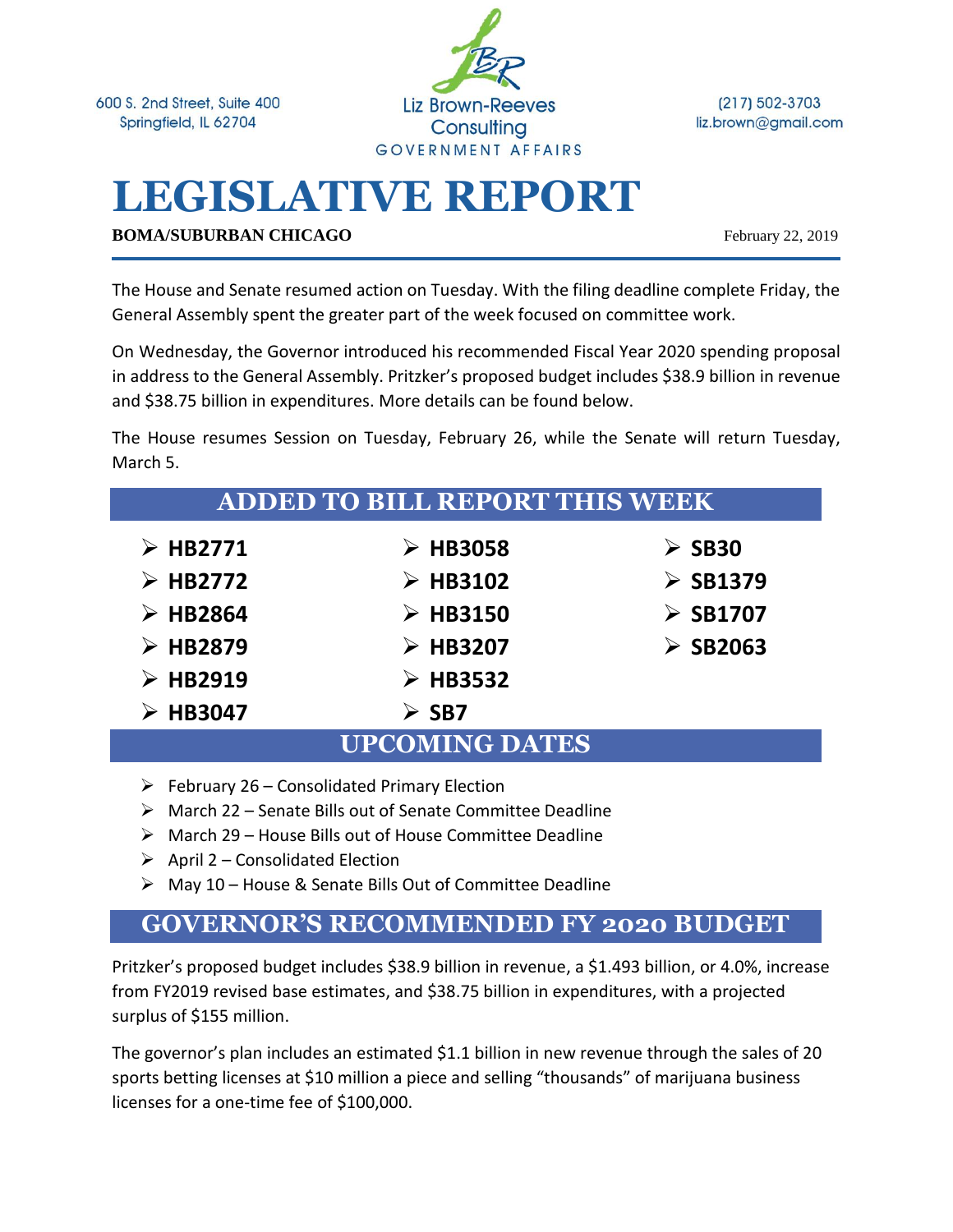600 S. 2nd Street, Suite 400
Springfield, IL 62704

Liz Brown-Reeves Consulting
GOVERNMENT AFFAIRS

(217) 502-3703
liz.brown@gmail.com

# LEGISLATIVE REPORT

**BOMA/SUBURBAN CHICAGO**

February 22, 2019

The House and Senate resumed action on Tuesday. With the filing deadline complete Friday, the General Assembly spent the greater part of the week focused on committee work.

On Wednesday, the Governor introduced his recommended Fiscal Year 2020 spending proposal in address to the General Assembly. Pritzker's proposed budget includes $38.9 billion in revenue and $38.75 billion in expenditures. More details can be found below.

The House resumes Session on Tuesday, February 26, while the Senate will return Tuesday, March 5.

## ADDED TO BILL REPORT THIS WEEK

- **HB2771**
- **HB2772**
- **HB2864**
- **HB2879**
- **HB2919**
- **HB3047**
- **HB3058**
- **HB3102**
- **HB3150**
- **HB3207**
- **HB3532**
- **SB7**
- **SB30**
- **SB1379**
- **SB1707**
- **SB2063**

## UPCOMING DATES

- February 26 – Consolidated Primary Election
- March 22 – Senate Bills out of Senate Committee Deadline
- March 29 – House Bills out of House Committee Deadline
- April 2 – Consolidated Election
- May 10 – House & Senate Bills Out of Committee Deadline

## GOVERNOR'S RECOMMENDED FY 2020 BUDGET

Pritzker's proposed budget includes $38.9 billion in revenue, a $1.493 billion, or 4.0%, increase from FY2019 revised base estimates, and $38.75 billion in expenditures, with a projected surplus of $155 million.

The governor's plan includes an estimated $1.1 billion in new revenue through the sales of 20 sports betting licenses at $10 million a piece and selling "thousands" of marijuana business licenses for a one-time fee of $100,000.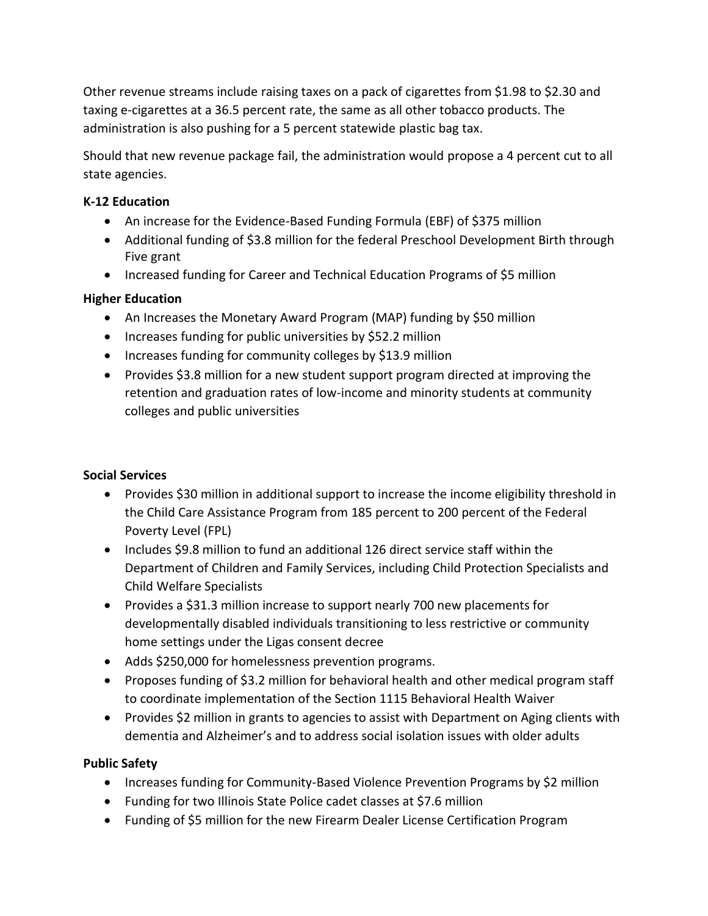Other revenue streams include raising taxes on a pack of cigarettes from $1.98 to $2.30 and taxing e-cigarettes at a 36.5 percent rate, the same as all other tobacco products. The administration is also pushing for a 5 percent statewide plastic bag tax.

Should that new revenue package fail, the administration would propose a 4 percent cut to all state agencies.

**K-12 Education**

- An increase for the Evidence-Based Funding Formula (EBF) of $375 million
- Additional funding of $3.8 million for the federal Preschool Development Birth through Five grant
- Increased funding for Career and Technical Education Programs of $5 million

**Higher Education**

- An Increases the Monetary Award Program (MAP) funding by $50 million
- Increases funding for public universities by $52.2 million
- Increases funding for community colleges by $13.9 million
- Provides $3.8 million for a new student support program directed at improving the retention and graduation rates of low-income and minority students at community colleges and public universities

**Social Services**

- Provides $30 million in additional support to increase the income eligibility threshold in the Child Care Assistance Program from 185 percent to 200 percent of the Federal Poverty Level (FPL)
- Includes $9.8 million to fund an additional 126 direct service staff within the Department of Children and Family Services, including Child Protection Specialists and Child Welfare Specialists
- Provides a $31.3 million increase to support nearly 700 new placements for developmentally disabled individuals transitioning to less restrictive or community home settings under the Ligas consent decree
- Adds $250,000 for homelessness prevention programs.
- Proposes funding of $3.2 million for behavioral health and other medical program staff to coordinate implementation of the Section 1115 Behavioral Health Waiver
- Provides $2 million in grants to agencies to assist with Department on Aging clients with dementia and Alzheimer's and to address social isolation issues with older adults

**Public Safety**

- Increases funding for Community-Based Violence Prevention Programs by $2 million
- Funding for two Illinois State Police cadet classes at $7.6 million
- Funding of $5 million for the new Firearm Dealer License Certification Program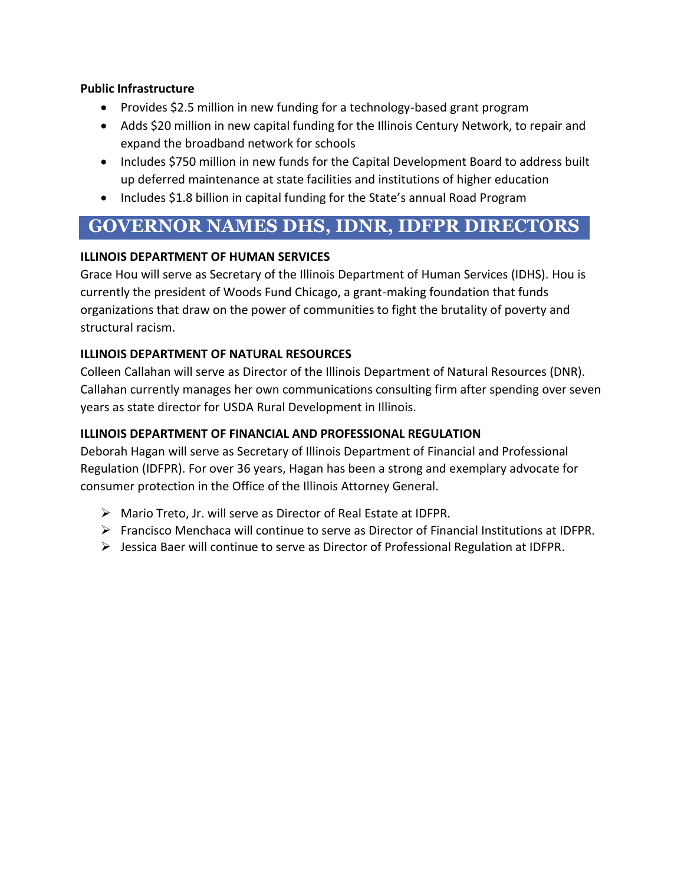**Public Infrastructure**

- Provides $2.5 million in new funding for a technology-based grant program
- Adds $20 million in new capital funding for the Illinois Century Network, to repair and expand the broadband network for schools
- Includes $750 million in new funds for the Capital Development Board to address built up deferred maintenance at state facilities and institutions of higher education
- Includes $1.8 billion in capital funding for the State's annual Road Program

## GOVERNOR NAMES DHS, IDNR, IDFPR DIRECTORS

**ILLINOIS DEPARTMENT OF HUMAN SERVICES**

Grace Hou will serve as Secretary of the Illinois Department of Human Services (IDHS). Hou is currently the president of Woods Fund Chicago, a grant-making foundation that funds organizations that draw on the power of communities to fight the brutality of poverty and structural racism.

**ILLINOIS DEPARTMENT OF NATURAL RESOURCES**

Colleen Callahan will serve as Director of the Illinois Department of Natural Resources (DNR). Callahan currently manages her own communications consulting firm after spending over seven years as state director for USDA Rural Development in Illinois.

**ILLINOIS DEPARTMENT OF FINANCIAL AND PROFESSIONAL REGULATION**

Deborah Hagan will serve as Secretary of Illinois Department of Financial and Professional Regulation (IDFPR). For over 36 years, Hagan has been a strong and exemplary advocate for consumer protection in the Office of the Illinois Attorney General.

- Mario Treto, Jr. will serve as Director of Real Estate at IDFPR.
- Francisco Menchaca will continue to serve as Director of Financial Institutions at IDFPR.
- Jessica Baer will continue to serve as Director of Professional Regulation at IDFPR.